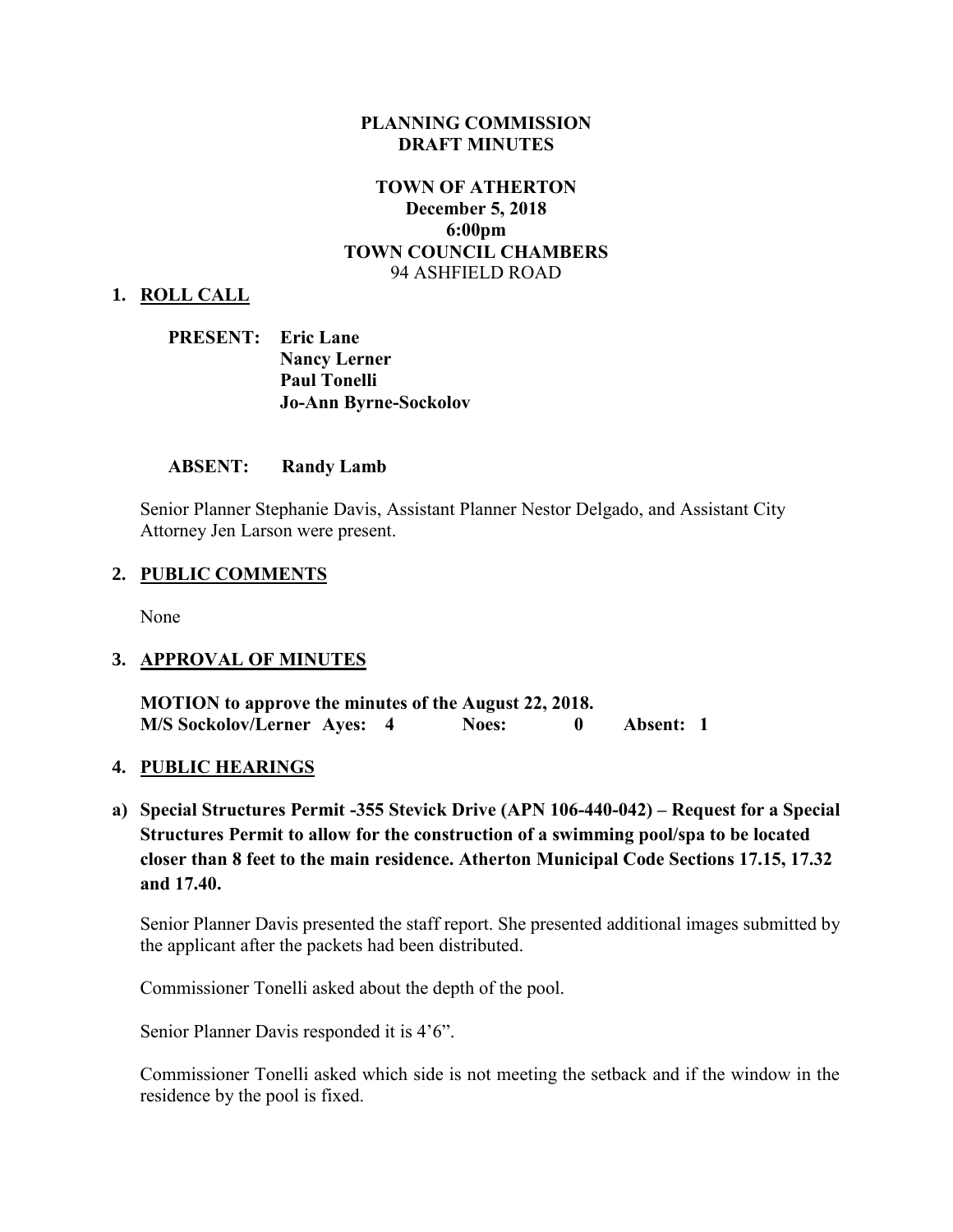**PLANNING COMMISSION**
**DRAFT MINUTES**

**TOWN OF ATHERTON**
**December 5, 2018**
**6:00pm**
**TOWN COUNCIL CHAMBERS**
94 ASHFIELD ROAD

## 1. ROLL CALL

**PRESENT:** **Eric Lane**
**Nancy Lerner**
**Paul Tonelli**
**Jo-Ann Byrne-Sockolov**

**ABSENT:** **Randy Lamb**

Senior Planner Stephanie Davis, Assistant Planner Nestor Delgado, and Assistant City Attorney Jen Larson were present.

## 2. PUBLIC COMMENTS

None

## 3. APPROVAL OF MINUTES

**MOTION to approve the minutes of the August 22, 2018.**
**M/S Sockolov/Lerner Ayes: 4 Noes: 0 Absent: 1**

## 4. PUBLIC HEARINGS

**a) Special Structures Permit -355 Stevick Drive (APN 106-440-042) – Request for a Special Structures Permit to allow for the construction of a swimming pool/spa to be located closer than 8 feet to the main residence. Atherton Municipal Code Sections 17.15, 17.32 and 17.40.**

Senior Planner Davis presented the staff report. She presented additional images submitted by the applicant after the packets had been distributed.

Commissioner Tonelli asked about the depth of the pool.

Senior Planner Davis responded it is 4'6".

Commissioner Tonelli asked which side is not meeting the setback and if the window in the residence by the pool is fixed.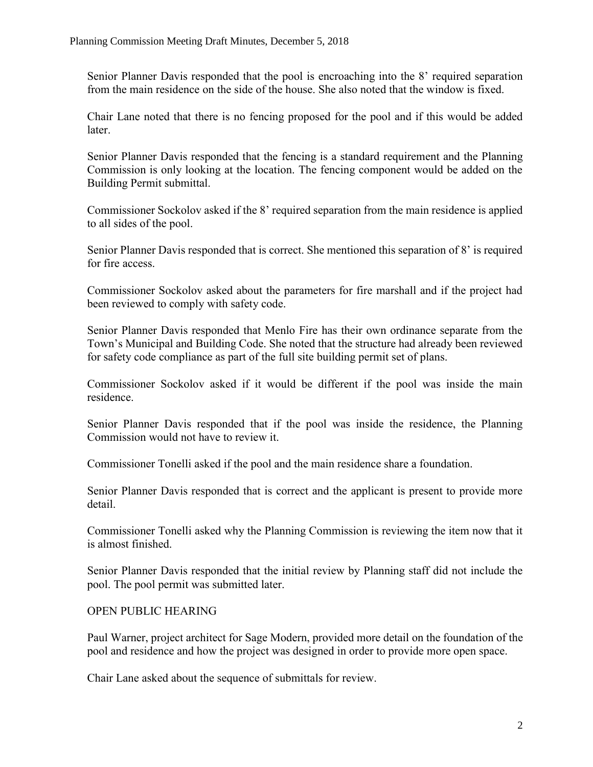Senior Planner Davis responded that the pool is encroaching into the 8' required separation from the main residence on the side of the house. She also noted that the window is fixed.

Chair Lane noted that there is no fencing proposed for the pool and if this would be added later.

Senior Planner Davis responded that the fencing is a standard requirement and the Planning Commission is only looking at the location. The fencing component would be added on the Building Permit submittal.

Commissioner Sockolov asked if the 8' required separation from the main residence is applied to all sides of the pool.

Senior Planner Davis responded that is correct. She mentioned this separation of 8' is required for fire access.

Commissioner Sockolov asked about the parameters for fire marshall and if the project had been reviewed to comply with safety code.

Senior Planner Davis responded that Menlo Fire has their own ordinance separate from the Town's Municipal and Building Code. She noted that the structure had already been reviewed for safety code compliance as part of the full site building permit set of plans.

Commissioner Sockolov asked if it would be different if the pool was inside the main residence.

Senior Planner Davis responded that if the pool was inside the residence, the Planning Commission would not have to review it.

Commissioner Tonelli asked if the pool and the main residence share a foundation.

Senior Planner Davis responded that is correct and the applicant is present to provide more detail.

Commissioner Tonelli asked why the Planning Commission is reviewing the item now that it is almost finished.

Senior Planner Davis responded that the initial review by Planning staff did not include the pool. The pool permit was submitted later.

OPEN PUBLIC HEARING

Paul Warner, project architect for Sage Modern, provided more detail on the foundation of the pool and residence and how the project was designed in order to provide more open space.

Chair Lane asked about the sequence of submittals for review.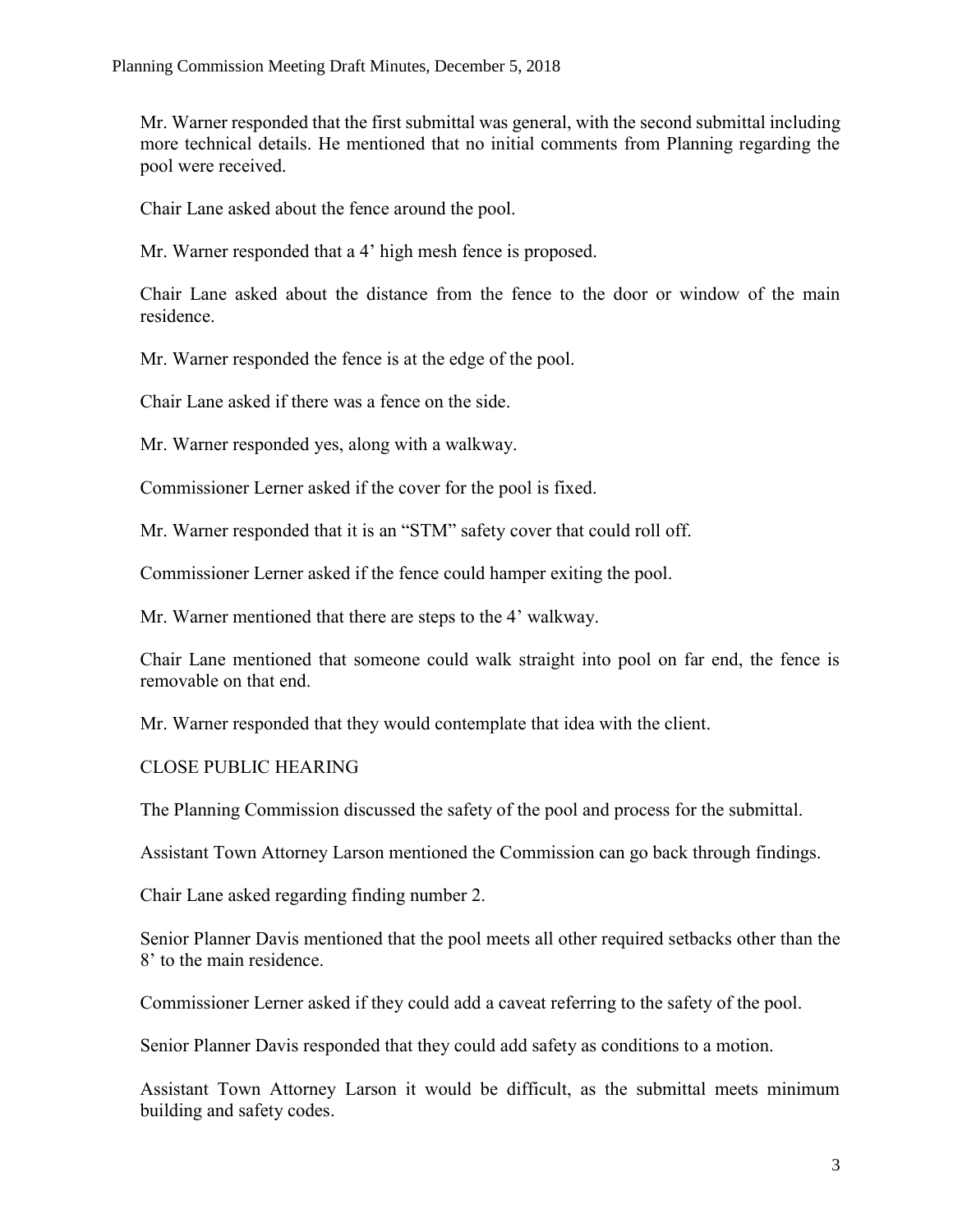Mr. Warner responded that the first submittal was general, with the second submittal including more technical details. He mentioned that no initial comments from Planning regarding the pool were received.

Chair Lane asked about the fence around the pool.

Mr. Warner responded that a 4' high mesh fence is proposed.

Chair Lane asked about the distance from the fence to the door or window of the main residence.

Mr. Warner responded the fence is at the edge of the pool.

Chair Lane asked if there was a fence on the side.

Mr. Warner responded yes, along with a walkway.

Commissioner Lerner asked if the cover for the pool is fixed.

Mr. Warner responded that it is an "STM" safety cover that could roll off.

Commissioner Lerner asked if the fence could hamper exiting the pool.

Mr. Warner mentioned that there are steps to the 4' walkway.

Chair Lane mentioned that someone could walk straight into pool on far end, the fence is removable on that end.

Mr. Warner responded that they would contemplate that idea with the client.

CLOSE PUBLIC HEARING

The Planning Commission discussed the safety of the pool and process for the submittal.

Assistant Town Attorney Larson mentioned the Commission can go back through findings.

Chair Lane asked regarding finding number 2.

Senior Planner Davis mentioned that the pool meets all other required setbacks other than the 8' to the main residence.

Commissioner Lerner asked if they could add a caveat referring to the safety of the pool.

Senior Planner Davis responded that they could add safety as conditions to a motion.

Assistant Town Attorney Larson it would be difficult, as the submittal meets minimum building and safety codes.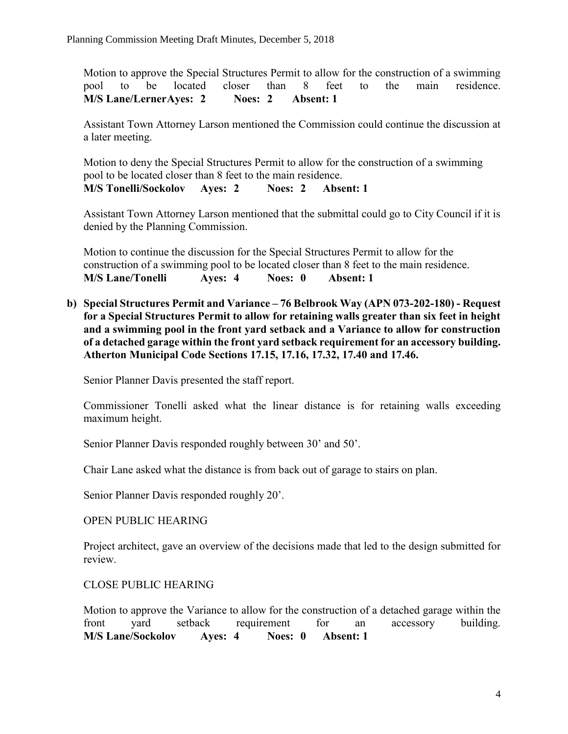Motion to approve the Special Structures Permit to allow for the construction of a swimming pool to be located closer than 8 feet to the main residence.
**M/S Lane/Lerner Ayes: 2 Noes: 2 Absent: 1**

Assistant Town Attorney Larson mentioned the Commission could continue the discussion at a later meeting.

Motion to deny the Special Structures Permit to allow for the construction of a swimming pool to be located closer than 8 feet to the main residence.
**M/S Tonelli/Sockolov Ayes: 2 Noes: 2 Absent: 1**

Assistant Town Attorney Larson mentioned that the submittal could go to City Council if it is denied by the Planning Commission.

Motion to continue the discussion for the Special Structures Permit to allow for the construction of a swimming pool to be located closer than 8 feet to the main residence.
**M/S Lane/Tonelli Ayes: 4 Noes: 0 Absent: 1**

**b) Special Structures Permit and Variance – 76 Belbrook Way (APN 073-202-180) - Request for a Special Structures Permit to allow for retaining walls greater than six feet in height and a swimming pool in the front yard setback and a Variance to allow for construction of a detached garage within the front yard setback requirement for an accessory building. Atherton Municipal Code Sections 17.15, 17.16, 17.32, 17.40 and 17.46.**

Senior Planner Davis presented the staff report.

Commissioner Tonelli asked what the linear distance is for retaining walls exceeding maximum height.

Senior Planner Davis responded roughly between 30' and 50'.

Chair Lane asked what the distance is from back out of garage to stairs on plan.

Senior Planner Davis responded roughly 20'.

OPEN PUBLIC HEARING

Project architect, gave an overview of the decisions made that led to the design submitted for review.

CLOSE PUBLIC HEARING

Motion to approve the Variance to allow for the construction of a detached garage within the front yard setback requirement for an accessory building.
**M/S Lane/Sockolov Ayes: 4 Noes: 0 Absent: 1**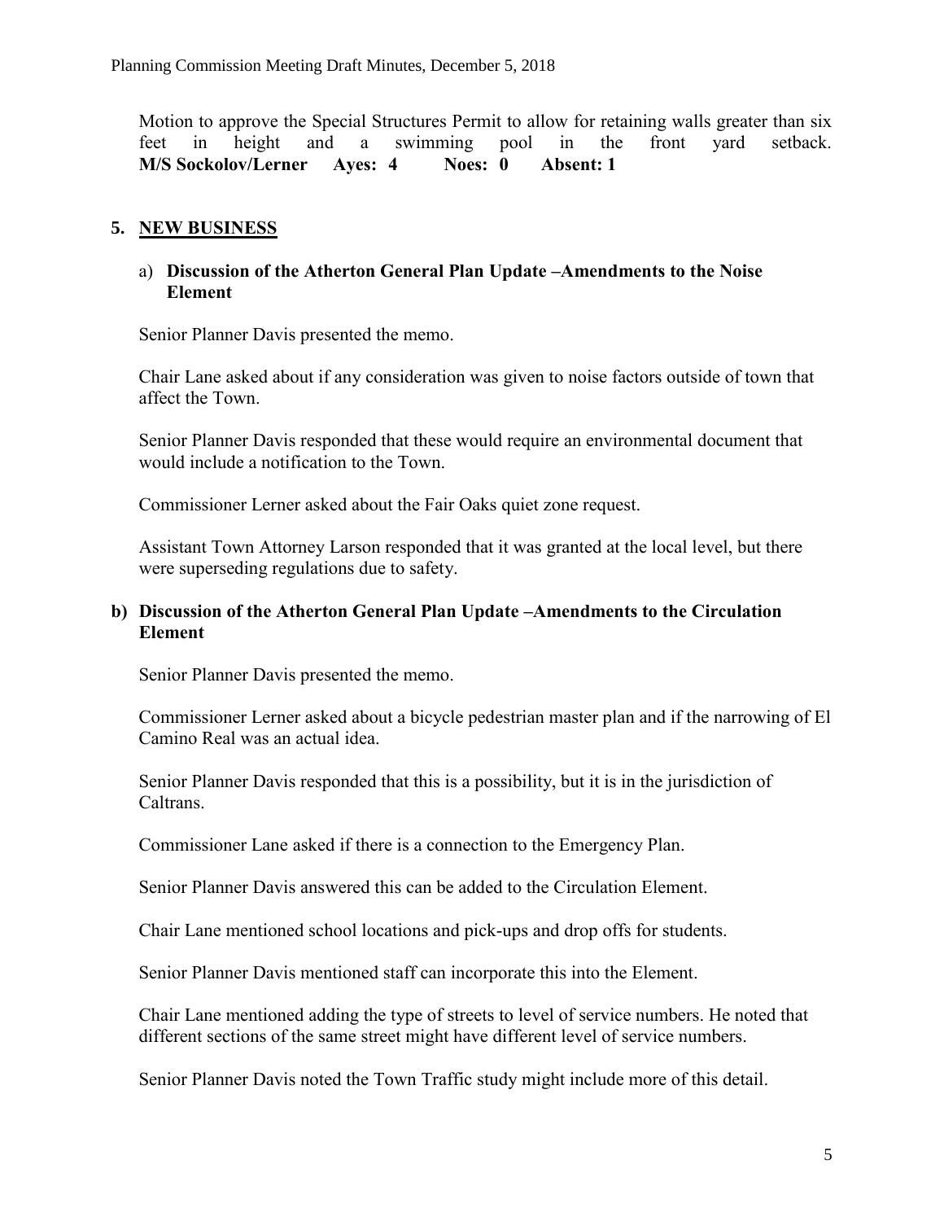Motion to approve the Special Structures Permit to allow for retaining walls greater than six feet in height and a swimming pool in the front yard setback.
**M/S Sockolov/Lerner Ayes: 4 Noes: 0 Absent: 1**

## 5. NEW BUSINESS

### a) Discussion of the Atherton General Plan Update –Amendments to the Noise Element

Senior Planner Davis presented the memo.

Chair Lane asked about if any consideration was given to noise factors outside of town that affect the Town.

Senior Planner Davis responded that these would require an environmental document that would include a notification to the Town.

Commissioner Lerner asked about the Fair Oaks quiet zone request.

Assistant Town Attorney Larson responded that it was granted at the local level, but there were superseding regulations due to safety.

### b) Discussion of the Atherton General Plan Update –Amendments to the Circulation Element

Senior Planner Davis presented the memo.

Commissioner Lerner asked about a bicycle pedestrian master plan and if the narrowing of El Camino Real was an actual idea.

Senior Planner Davis responded that this is a possibility, but it is in the jurisdiction of Caltrans.

Commissioner Lane asked if there is a connection to the Emergency Plan.

Senior Planner Davis answered this can be added to the Circulation Element.

Chair Lane mentioned school locations and pick-ups and drop offs for students.

Senior Planner Davis mentioned staff can incorporate this into the Element.

Chair Lane mentioned adding the type of streets to level of service numbers. He noted that different sections of the same street might have different level of service numbers.

Senior Planner Davis noted the Town Traffic study might include more of this detail.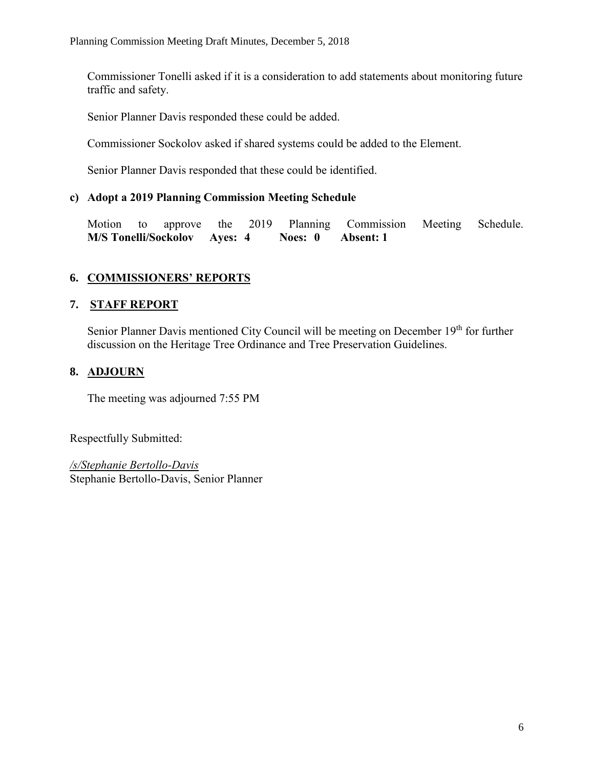Commissioner Tonelli asked if it is a consideration to add statements about monitoring future traffic and safety.

Senior Planner Davis responded these could be added.

Commissioner Sockolov asked if shared systems could be added to the Element.

Senior Planner Davis responded that these could be identified.

**c) Adopt a 2019 Planning Commission Meeting Schedule**

Motion to approve the 2019 Planning Commission Meeting Schedule.
**M/S Tonelli/Sockolov Ayes: 4 Noes: 0 Absent: 1**

## 6. COMMISSIONERS' REPORTS

## 7. STAFF REPORT

Senior Planner Davis mentioned City Council will be meeting on December 19th for further discussion on the Heritage Tree Ordinance and Tree Preservation Guidelines.

## 8. ADJOURN

The meeting was adjourned 7:55 PM

Respectfully Submitted:

*/s/Stephanie Bertollo-Davis*
Stephanie Bertollo-Davis, Senior Planner